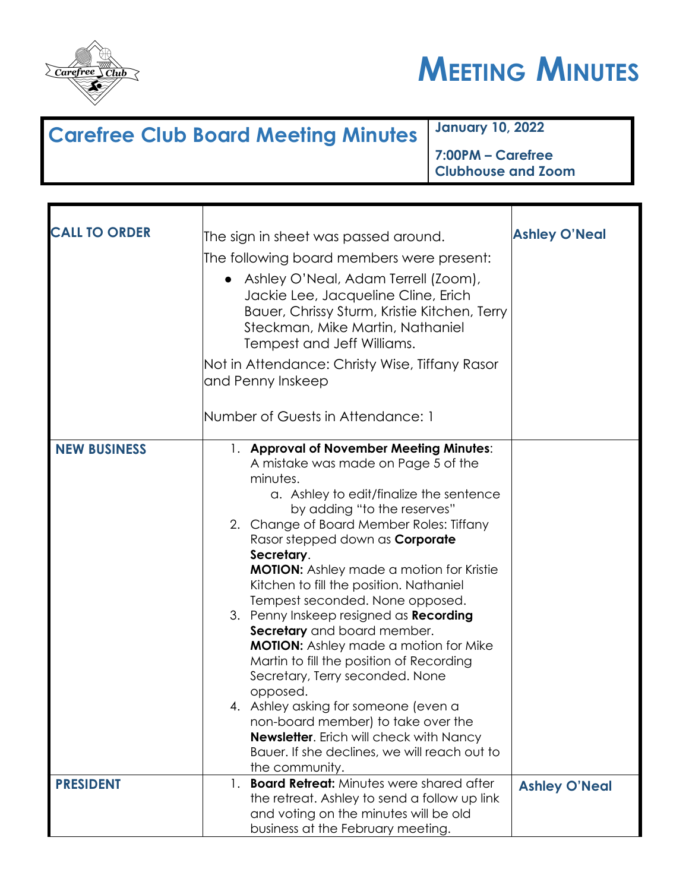# MEETING MINUTES

| Carefree Club Board Meeting Minutes | January 10, 2022<br>7:00PM – Carefree Clubhouse and Zoom |
|---|---|

| | | |
|---|---|---|
| **CALL TO ORDER** | The sign in sheet was passed around.<br>The following board members were present:<br>• Ashley O'Neal, Adam Terrell (Zoom), Jackie Lee, Jacqueline Cline, Erich Bauer, Chrissy Sturm, Kristie Kitchen, Terry Steckman, Mike Martin, Nathaniel Tempest and Jeff Williams.<br>Not in Attendance: Christy Wise, Tiffany Rasor and Penny Inskeep<br><br>Number of Guests in Attendance: 1 | **Ashley O'Neal** |
| **NEW BUSINESS** | 1. **Approval of November Meeting Minutes**: A mistake was made on Page 5 of the minutes.<br>a. Ashley to edit/finalize the sentence by adding "to the reserves"<br>2. Change of Board Member Roles: Tiffany Rasor stepped down as **Corporate Secretary**.<br>**MOTION:** Ashley made a motion for Kristie Kitchen to fill the position. Nathaniel Tempest seconded. None opposed.<br>3. Penny Inskeep resigned as **Recording Secretary** and board member.<br>**MOTION:** Ashley made a motion for Mike Martin to fill the position of Recording Secretary, Terry seconded. None opposed.<br>4. Ashley asking for someone (even a non-board member) to take over the **Newsletter**. Erich will check with Nancy Bauer. If she declines, we will reach out to the community. | |
| **PRESIDENT** | 1. **Board Retreat:** Minutes were shared after the retreat. Ashley to send a follow up link and voting on the minutes will be old business at the February meeting. | **Ashley O'Neal** |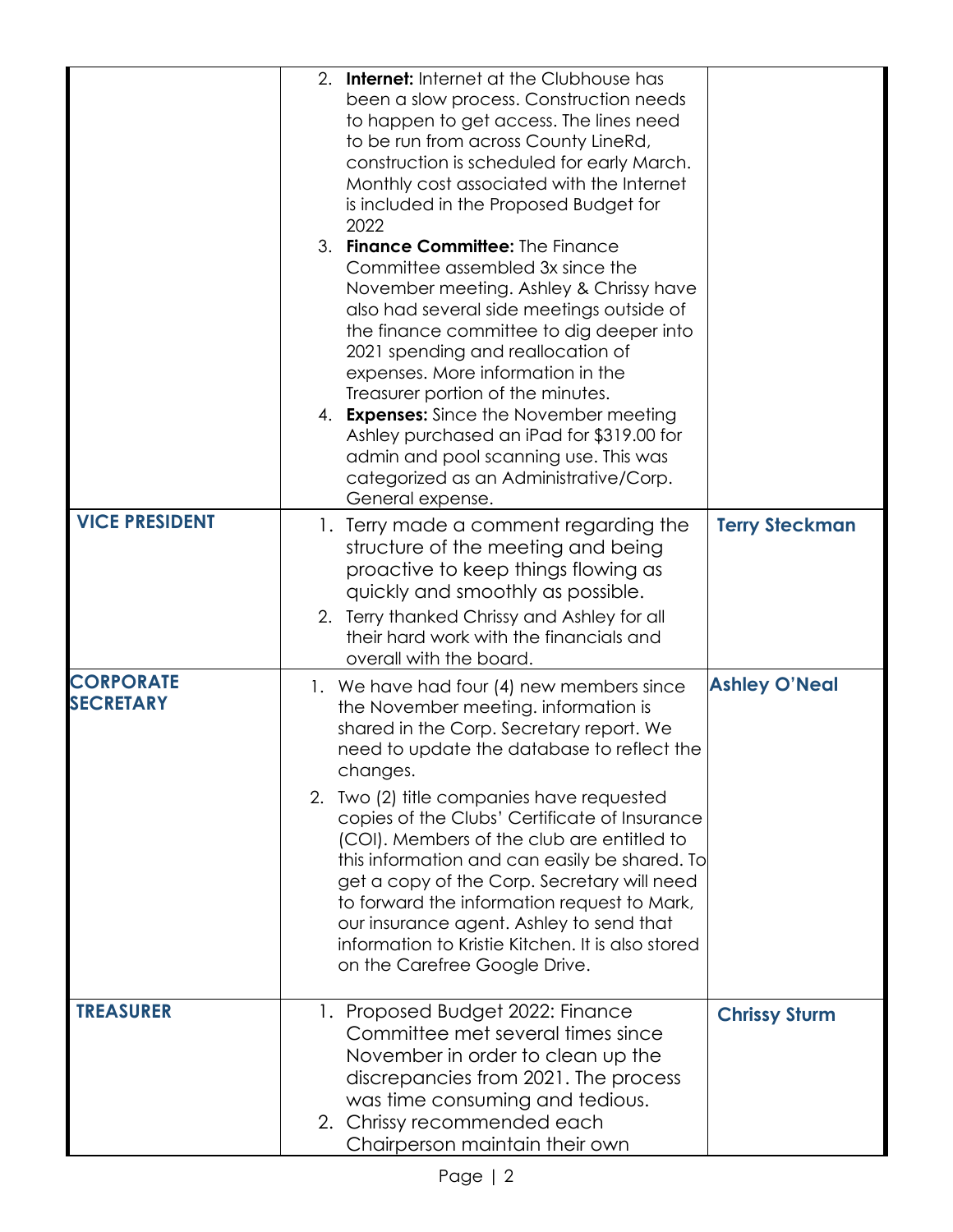| | | |
|---|---|---|
| | 2. **Internet:** Internet at the Clubhouse has been a slow process. Construction needs to happen to get access. The lines need to be run from across County LineRd, construction is scheduled for early March. Monthly cost associated with the Internet is included in the Proposed Budget for 2022<br>3. **Finance Committee:** The Finance Committee assembled 3x since the November meeting. Ashley & Chrissy have also had several side meetings outside of the finance committee to dig deeper into 2021 spending and reallocation of expenses. More information in the Treasurer portion of the minutes.<br>4. **Expenses:** Since the November meeting Ashley purchased an iPad for $319.00 for admin and pool scanning use. This was categorized as an Administrative/Corp. General expense. | |
| **VICE PRESIDENT** | 1. Terry made a comment regarding the structure of the meeting and being proactive to keep things flowing as quickly and smoothly as possible.<br>2. Terry thanked Chrissy and Ashley for all their hard work with the financials and overall with the board. | **Terry Steckman** |
| **CORPORATE SECRETARY** | 1. We have had four (4) new members since the November meeting. information is shared in the Corp. Secretary report. We need to update the database to reflect the changes.<br>2. Two (2) title companies have requested copies of the Clubs' Certificate of Insurance (COI). Members of the club are entitled to this information and can easily be shared. To get a copy of the Corp. Secretary will need to forward the information request to Mark, our insurance agent. Ashley to send that information to Kristie Kitchen. It is also stored on the Carefree Google Drive. | **Ashley O'Neal** |
| **TREASURER** | 1. Proposed Budget 2022: Finance Committee met several times since November in order to clean up the discrepancies from 2021. The process was time consuming and tedious.<br>2. Chrissy recommended each Chairperson maintain their own | **Chrissy Sturm** |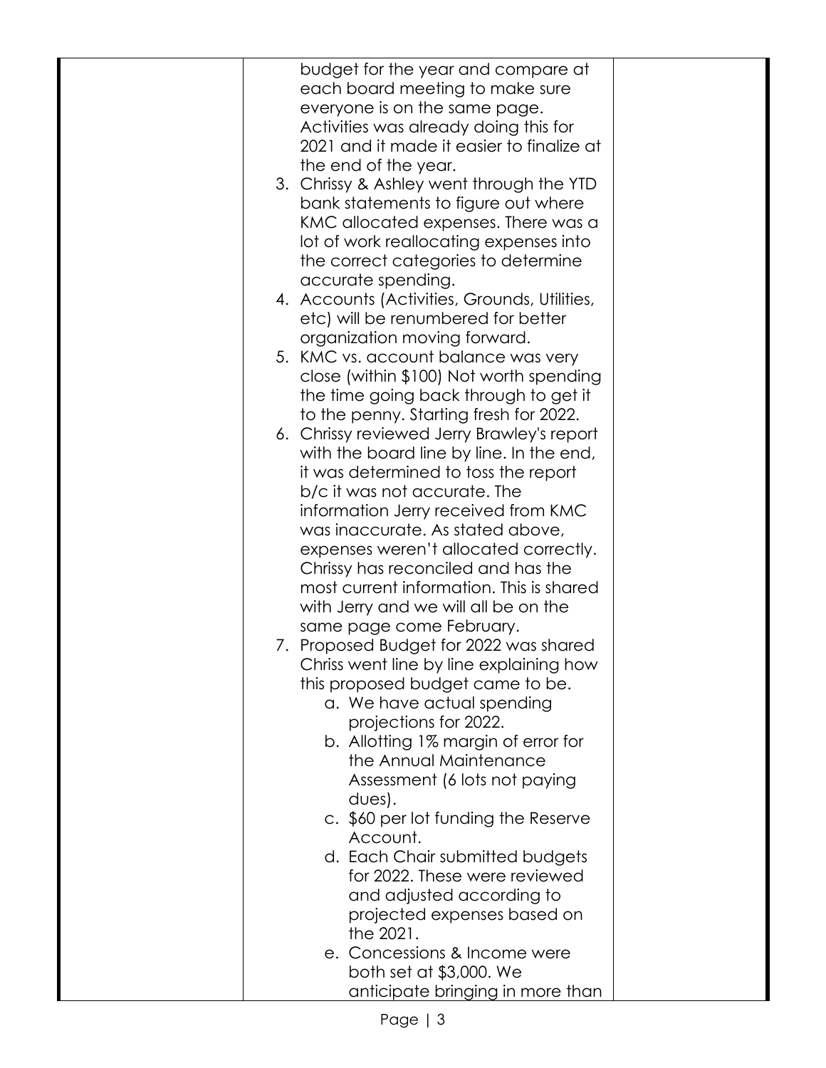| | budget for the year and compare at each board meeting to make sure everyone is on the same page. Activities was already doing this for 2021 and it made it easier to finalize at the end of the year.<br>3. Chrissy & Ashley went through the YTD bank statements to figure out where KMC allocated expenses. There was a lot of work reallocating expenses into the correct categories to determine accurate spending.<br>4. Accounts (Activities, Grounds, Utilities, etc) will be renumbered for better organization moving forward.<br>5. KMC vs. account balance was very close (within $100) Not worth spending the time going back through to get it to the penny. Starting fresh for 2022.<br>6. Chrissy reviewed Jerry Brawley's report with the board line by line. In the end, it was determined to toss the report b/c it was not accurate. The information Jerry received from KMC was inaccurate. As stated above, expenses weren't allocated correctly. Chrissy has reconciled and has the most current information. This is shared with Jerry and we will all be on the same page come February.<br>7. Proposed Budget for 2022 was shared Chriss went line by line explaining how this proposed budget came to be.<br>a. We have actual spending projections for 2022.<br>b. Allotting 1% margin of error for the Annual Maintenance Assessment (6 lots not paying dues).<br>c. $60 per lot funding the Reserve Account.<br>d. Each Chair submitted budgets for 2022. These were reviewed and adjusted according to projected expenses based on the 2021.<br>e. Concessions & Income were both set at $3,000. We anticipate bringing in more than | |
|---|---|---|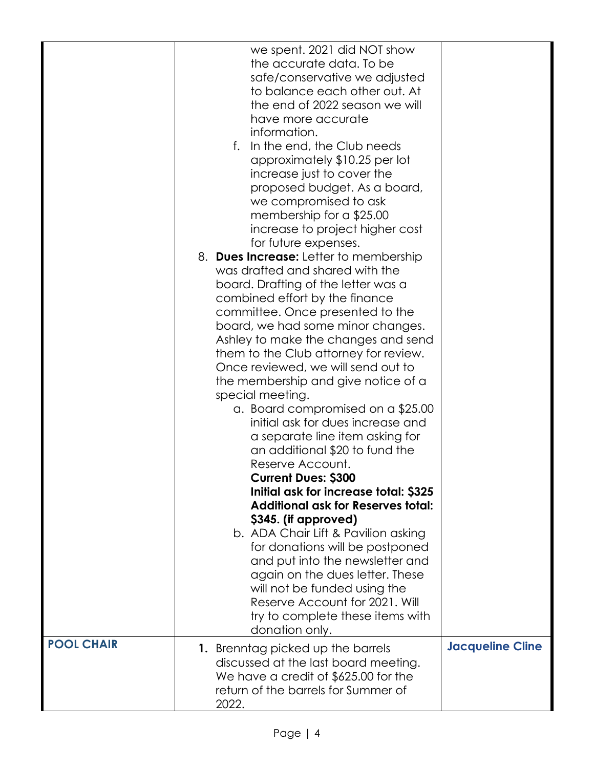| | | |
|---|---|---|
| | we spent. 2021 did NOT show the accurate data. To be safe/conservative we adjusted to balance each other out. At the end of 2022 season we will have more accurate information.<br>f. In the end, the Club needs approximately $10.25 per lot increase just to cover the proposed budget. As a board, we compromised to ask membership for a $25.00 increase to project higher cost for future expenses.<br>8. **Dues Increase:** Letter to membership was drafted and shared with the board. Drafting of the letter was a combined effort by the finance committee. Once presented to the board, we had some minor changes. Ashley to make the changes and send them to the Club attorney for review. Once reviewed, we will send out to the membership and give notice of a special meeting.<br>a. Board compromised on a $25.00 initial ask for dues increase and a separate line item asking for an additional $20 to fund the Reserve Account.<br>**Current Dues: $300**<br>**Initial ask for increase total: $325**<br>**Additional ask for Reserves total: $345. (if approved)**<br>b. ADA Chair Lift & Pavilion asking for donations will be postponed and put into the newsletter and again on the dues letter. These will not be funded using the Reserve Account for 2021. Will try to complete these items with donation only. | |
| **POOL CHAIR** | 1. Brenntag picked up the barrels discussed at the last board meeting. We have a credit of $625.00 for the return of the barrels for Summer of 2022. | **Jacqueline Cline** |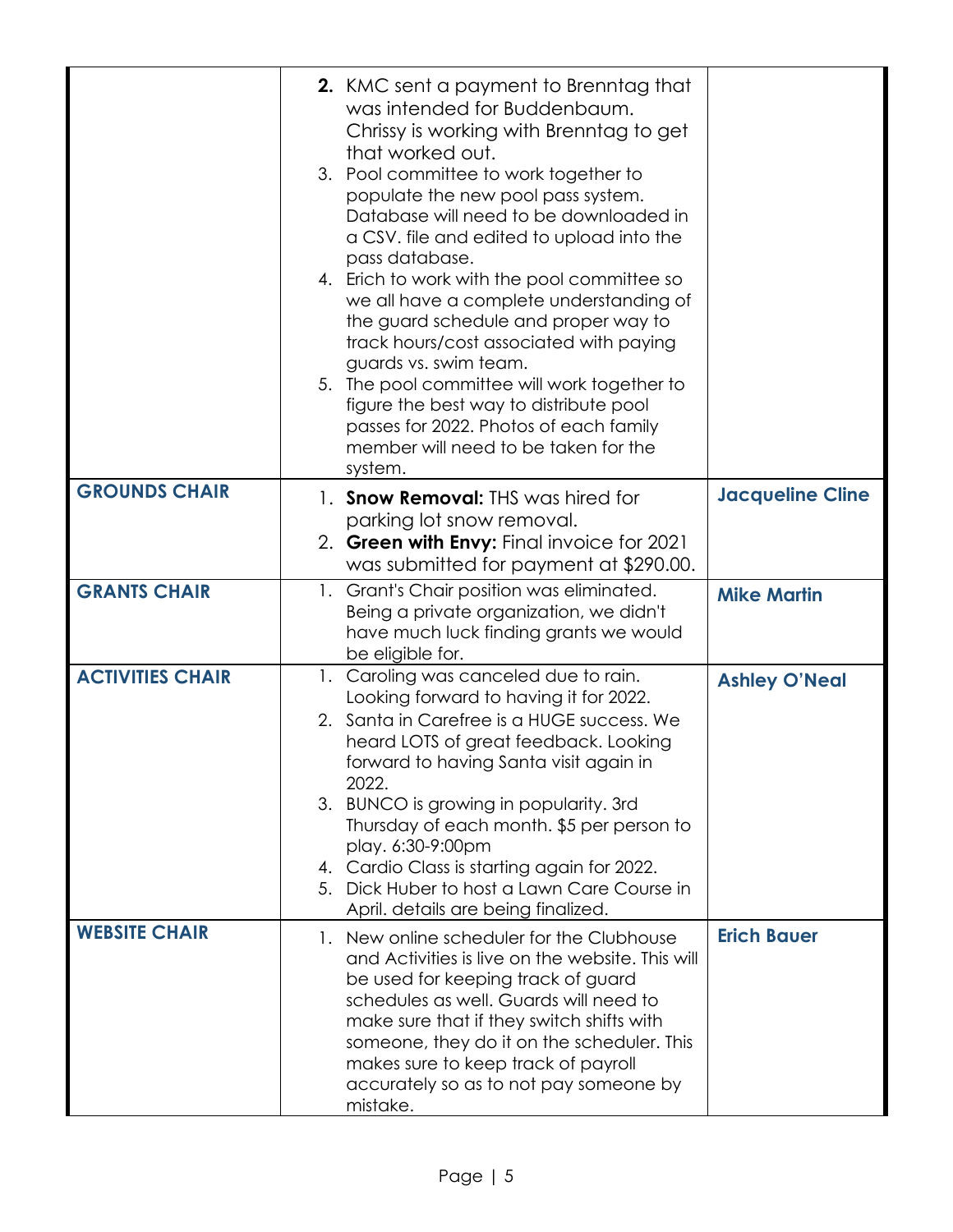| | | |
|---|---|---|
| | **2.** KMC sent a payment to Brenntag that was intended for Buddenbaum. Chrissy is working with Brenntag to get that worked out.<br>3. Pool committee to work together to populate the new pool pass system. Database will need to be downloaded in a CSV. file and edited to upload into the pass database.<br>4. Erich to work with the pool committee so we all have a complete understanding of the guard schedule and proper way to track hours/cost associated with paying guards vs. swim team.<br>5. The pool committee will work together to figure the best way to distribute pool passes for 2022. Photos of each family member will need to be taken for the system. | |
| **GROUNDS CHAIR** | 1. **Snow Removal:** THS was hired for parking lot snow removal.<br>2. **Green with Envy:** Final invoice for 2021 was submitted for payment at $290.00. | **Jacqueline Cline** |
| **GRANTS CHAIR** | 1. Grant's Chair position was eliminated. Being a private organization, we didn't have much luck finding grants we would be eligible for. | **Mike Martin** |
| **ACTIVITIES CHAIR** | 1. Caroling was canceled due to rain. Looking forward to having it for 2022.<br>2. Santa in Carefree is a HUGE success. We heard LOTS of great feedback. Looking forward to having Santa visit again in 2022.<br>3. BUNCO is growing in popularity. 3rd Thursday of each month. $5 per person to play. 6:30-9:00pm<br>4. Cardio Class is starting again for 2022.<br>5. Dick Huber to host a Lawn Care Course in April. details are being finalized. | **Ashley O'Neal** |
| **WEBSITE CHAIR** | 1. New online scheduler for the Clubhouse and Activities is live on the website. This will be used for keeping track of guard schedules as well. Guards will need to make sure that if they switch shifts with someone, they do it on the scheduler. This makes sure to keep track of payroll accurately so as to not pay someone by mistake. | **Erich Bauer** |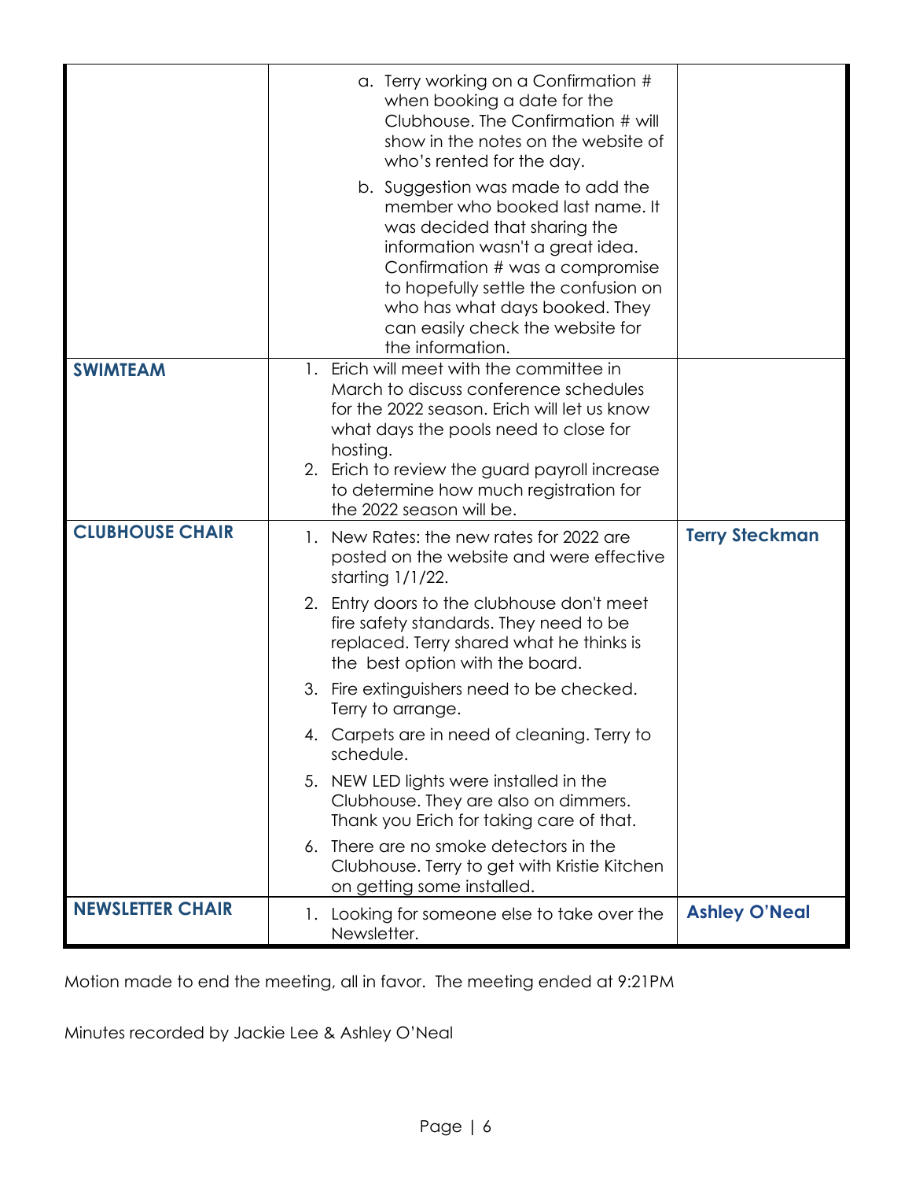| | | |
|---|---|---|
| | a. Terry working on a Confirmation # when booking a date for the Clubhouse. The Confirmation # will show in the notes on the website of who's rented for the day.<br>b. Suggestion was made to add the member who booked last name. It was decided that sharing the information wasn't a great idea. Confirmation # was a compromise to hopefully settle the confusion on who has what days booked. They can easily check the website for the information. | |
| **SWIMTEAM** | 1. Erich will meet with the committee in March to discuss conference schedules for the 2022 season. Erich will let us know what days the pools need to close for hosting.<br>2. Erich to review the guard payroll increase to determine how much registration for the 2022 season will be. | |
| **CLUBHOUSE CHAIR** | 1. New Rates: the new rates for 2022 are posted on the website and were effective starting 1/1/22.<br>2. Entry doors to the clubhouse don't meet fire safety standards. They need to be replaced. Terry shared what he thinks is the best option with the board.<br>3. Fire extinguishers need to be checked. Terry to arrange.<br>4. Carpets are in need of cleaning. Terry to schedule.<br>5. NEW LED lights were installed in the Clubhouse. They are also on dimmers. Thank you Erich for taking care of that.<br>6. There are no smoke detectors in the Clubhouse. Terry to get with Kristie Kitchen on getting some installed. | **Terry Steckman** |
| **NEWSLETTER CHAIR** | 1. Looking for someone else to take over the Newsletter. | **Ashley O'Neal** |

Motion made to end the meeting, all in favor. The meeting ended at 9:21PM

Minutes recorded by Jackie Lee & Ashley O'Neal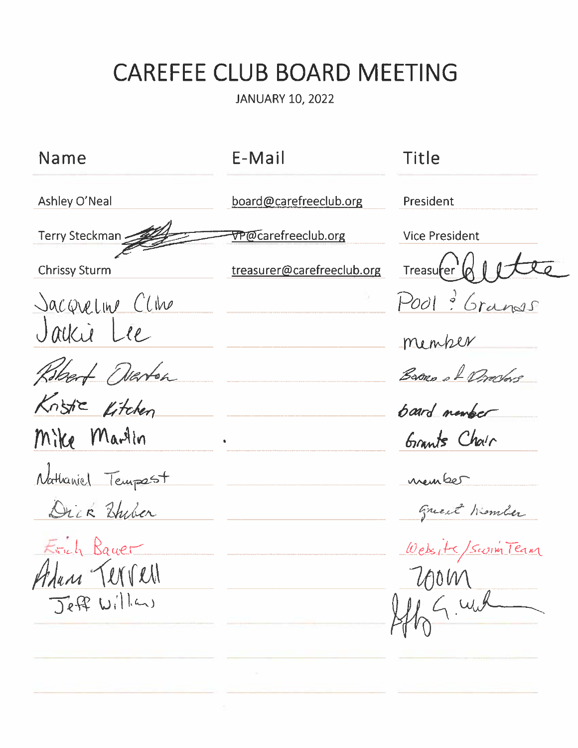# CAREFEE CLUB BOARD MEETING

JANUARY 10, 2022

| Name | E-Mail | Title |
|---|---|---|
| Ashley O'Neal | board@carefreeclub.org | President |
| Terry Steckman | VP@carefreeclub.org | Vice President |
| Chrissy Sturm | treasurer@carefreeclub.org | Treasurer |
| Jacqueline Cline | | Pool & Grants |
| Jackie Lee | | member |
| Robert Overton | | Board of Directors |
| Kristie Kitchen | | board member |
| Mike Martin | | Grants Chair |
| Nathaniel Tempest | | member |
| Dick Huber | | guest member |
| Erich Bauer | | Website/Swim Team |
| Adam Terrell | | Zoom |
| Jeff Williams | | |